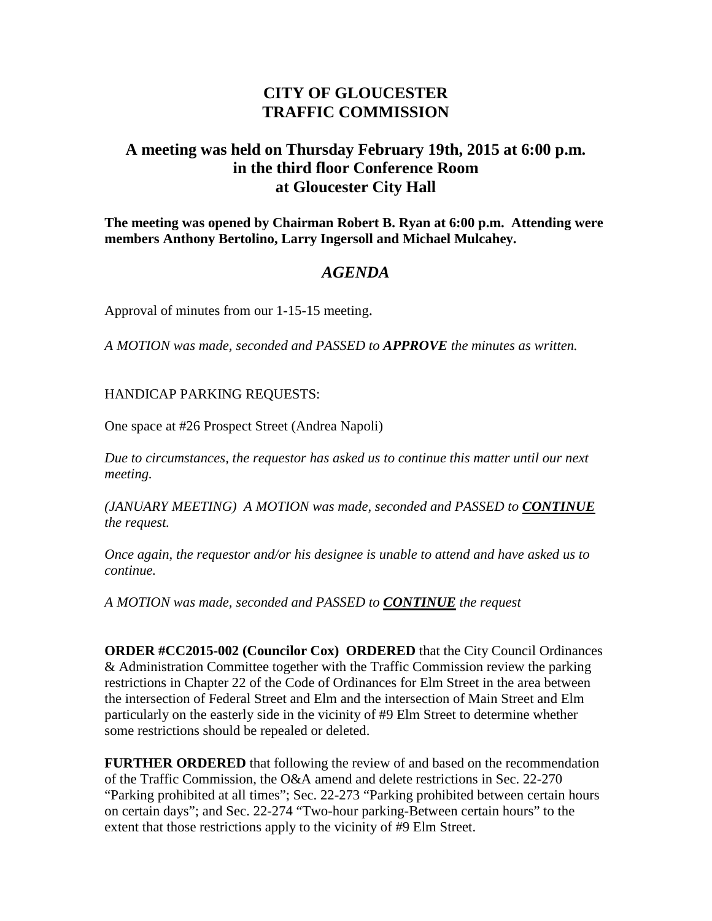# CITY OF GLOUCESTER
# TRAFFIC COMMISSION

## A meeting was held on Thursday February 19th, 2015 at 6:00 p.m. in the third floor Conference Room at Gloucester City Hall

**The meeting was opened by Chairman Robert B. Ryan at 6:00 p.m. Attending were members Anthony Bertolino, Larry Ingersoll and Michael Mulcahey.**

## *AGENDA*

Approval of minutes from our 1-15-15 meeting.

*A MOTION was made, seconded and PASSED to **APPROVE** the minutes as written.*

HANDICAP PARKING REQUESTS:

One space at #26 Prospect Street (Andrea Napoli)

*Due to circumstances, the requestor has asked us to continue this matter until our next meeting.*

*(JANUARY MEETING) A MOTION was made, seconded and PASSED to **CONTINUE** the request.*

*Once again, the requestor and/or his designee is unable to attend and have asked us to continue.*

*A MOTION was made, seconded and PASSED to **CONTINUE** the request*

**ORDER #CC2015-002 (Councilor Cox) ORDERED** that the City Council Ordinances & Administration Committee together with the Traffic Commission review the parking restrictions in Chapter 22 of the Code of Ordinances for Elm Street in the area between the intersection of Federal Street and Elm and the intersection of Main Street and Elm particularly on the easterly side in the vicinity of #9 Elm Street to determine whether some restrictions should be repealed or deleted.

**FURTHER ORDERED** that following the review of and based on the recommendation of the Traffic Commission, the O&A amend and delete restrictions in Sec. 22-270 "Parking prohibited at all times"; Sec. 22-273 "Parking prohibited between certain hours on certain days"; and Sec. 22-274 "Two-hour parking-Between certain hours" to the extent that those restrictions apply to the vicinity of #9 Elm Street.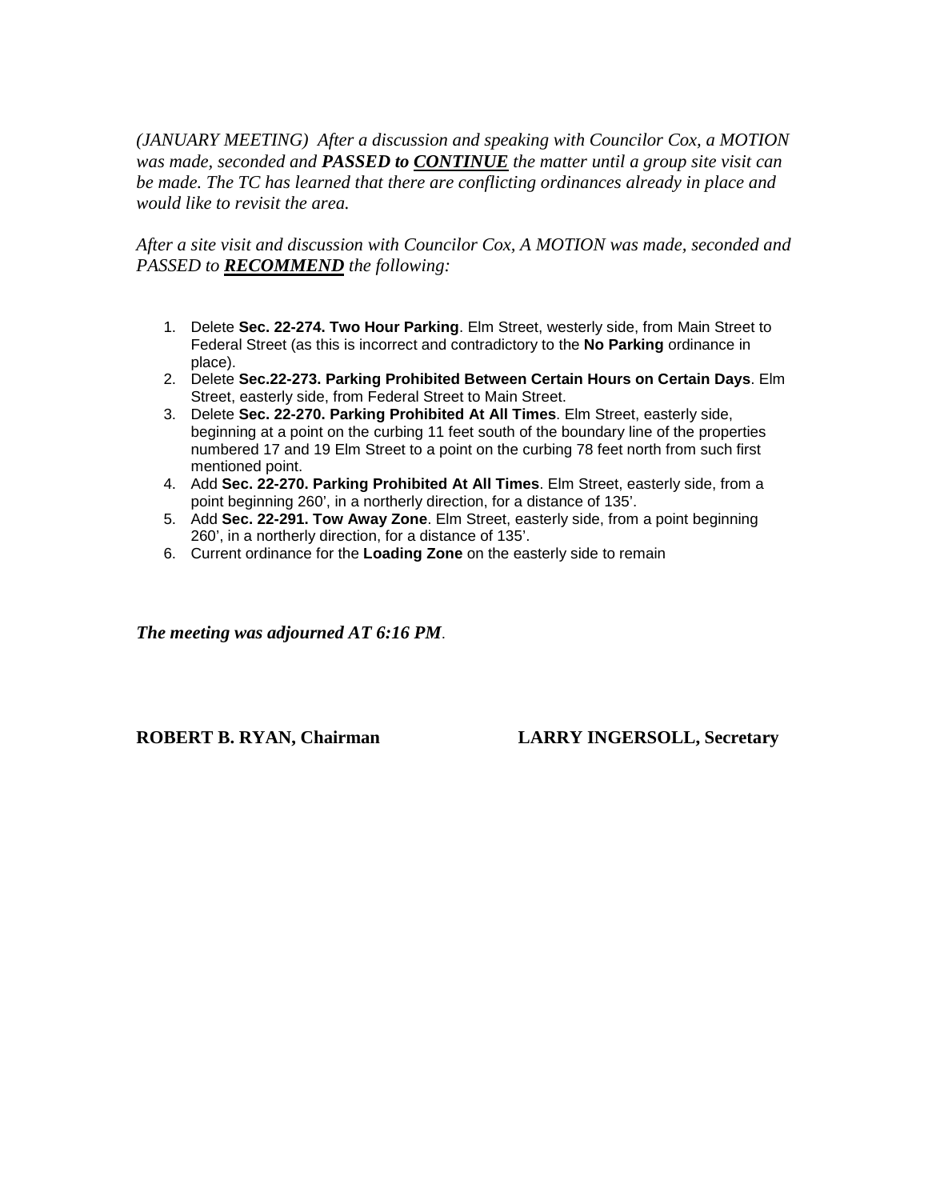*(JANUARY MEETING) After a discussion and speaking with Councilor Cox, a MOTION was made, seconded and **PASSED to <u>CONTINUE</u>** the matter until a group site visit can be made. The TC has learned that there are conflicting ordinances already in place and would like to revisit the area.*

*After a site visit and discussion with Councilor Cox, A MOTION was made, seconded and PASSED to **<u>RECOMMEND</u>** the following:*

1. Delete **Sec. 22-274. Two Hour Parking**. Elm Street, westerly side, from Main Street to Federal Street (as this is incorrect and contradictory to the **No Parking** ordinance in place).
2. Delete **Sec.22-273. Parking Prohibited Between Certain Hours on Certain Days**. Elm Street, easterly side, from Federal Street to Main Street.
3. Delete **Sec. 22-270. Parking Prohibited At All Times**. Elm Street, easterly side, beginning at a point on the curbing 11 feet south of the boundary line of the properties numbered 17 and 19 Elm Street to a point on the curbing 78 feet north from such first mentioned point.
4. Add **Sec. 22-270. Parking Prohibited At All Times**. Elm Street, easterly side, from a point beginning 260', in a northerly direction, for a distance of 135'.
5. Add **Sec. 22-291. Tow Away Zone**. Elm Street, easterly side, from a point beginning 260', in a northerly direction, for a distance of 135'.
6. Current ordinance for the **Loading Zone** on the easterly side to remain

***The meeting was adjourned AT 6:16 PM***.

**ROBERT B. RYAN, Chairman** **LARRY INGERSOLL, Secretary**